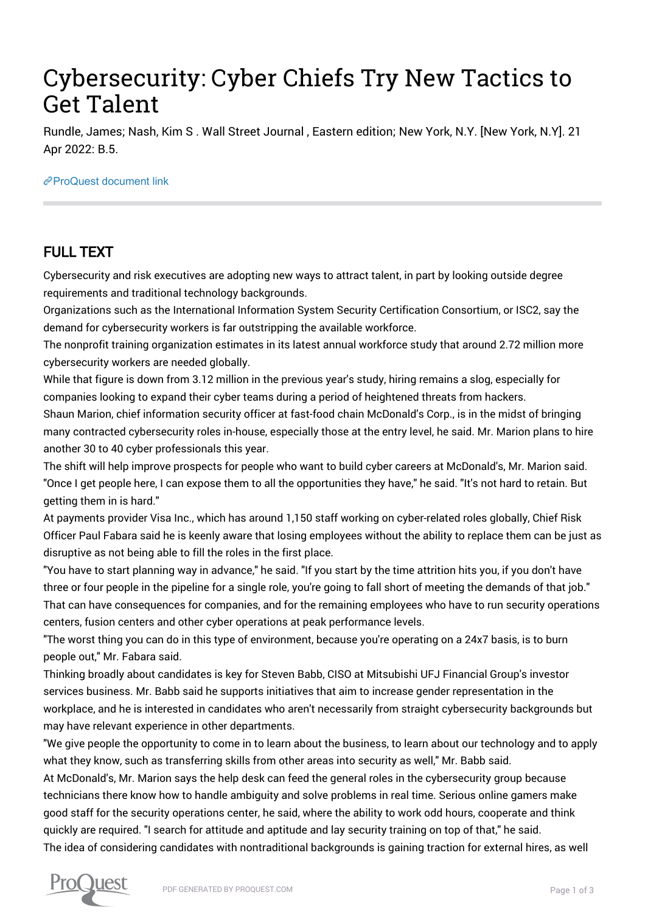# Cybersecurity: Cyber Chiefs Try New Tactics to Get Talent

Rundle, James; Nash, Kim S . Wall Street Journal , Eastern edition; New York, N.Y. [New York, N.Y]. 21 Apr 2022: B.5.

ProQuest document link

## FULL TEXT

Cybersecurity and risk executives are adopting new ways to attract talent, in part by looking outside degree requirements and traditional technology backgrounds.

Organizations such as the International Information System Security Certification Consortium, or ISC2, say the demand for cybersecurity workers is far outstripping the available workforce.

The nonprofit training organization estimates in its latest annual workforce study that around 2.72 million more cybersecurity workers are needed globally.

While that figure is down from 3.12 million in the previous year's study, hiring remains a slog, especially for companies looking to expand their cyber teams during a period of heightened threats from hackers.

Shaun Marion, chief information security officer at fast-food chain McDonald's Corp., is in the midst of bringing many contracted cybersecurity roles in-house, especially those at the entry level, he said. Mr. Marion plans to hire another 30 to 40 cyber professionals this year.

The shift will help improve prospects for people who want to build cyber careers at McDonald's, Mr. Marion said. "Once I get people here, I can expose them to all the opportunities they have," he said. "It's not hard to retain. But getting them in is hard."

At payments provider Visa Inc., which has around 1,150 staff working on cyber-related roles globally, Chief Risk Officer Paul Fabara said he is keenly aware that losing employees without the ability to replace them can be just as disruptive as not being able to fill the roles in the first place.

"You have to start planning way in advance," he said. "If you start by the time attrition hits you, if you don't have three or four people in the pipeline for a single role, you're going to fall short of meeting the demands of that job."

That can have consequences for companies, and for the remaining employees who have to run security operations centers, fusion centers and other cyber operations at peak performance levels.

"The worst thing you can do in this type of environment, because you're operating on a 24x7 basis, is to burn people out," Mr. Fabara said.

Thinking broadly about candidates is key for Steven Babb, CISO at Mitsubishi UFJ Financial Group's investor services business. Mr. Babb said he supports initiatives that aim to increase gender representation in the workplace, and he is interested in candidates who aren't necessarily from straight cybersecurity backgrounds but may have relevant experience in other departments.

"We give people the opportunity to come in to learn about the business, to learn about our technology and to apply what they know, such as transferring skills from other areas into security as well," Mr. Babb said.

At McDonald's, Mr. Marion says the help desk can feed the general roles in the cybersecurity group because technicians there know how to handle ambiguity and solve problems in real time. Serious online gamers make good staff for the security operations center, he said, where the ability to work odd hours, cooperate and think quickly are required. "I search for attitude and aptitude and lay security training on top of that," he said.

The idea of considering candidates with nontraditional backgrounds is gaining traction for external hires, as well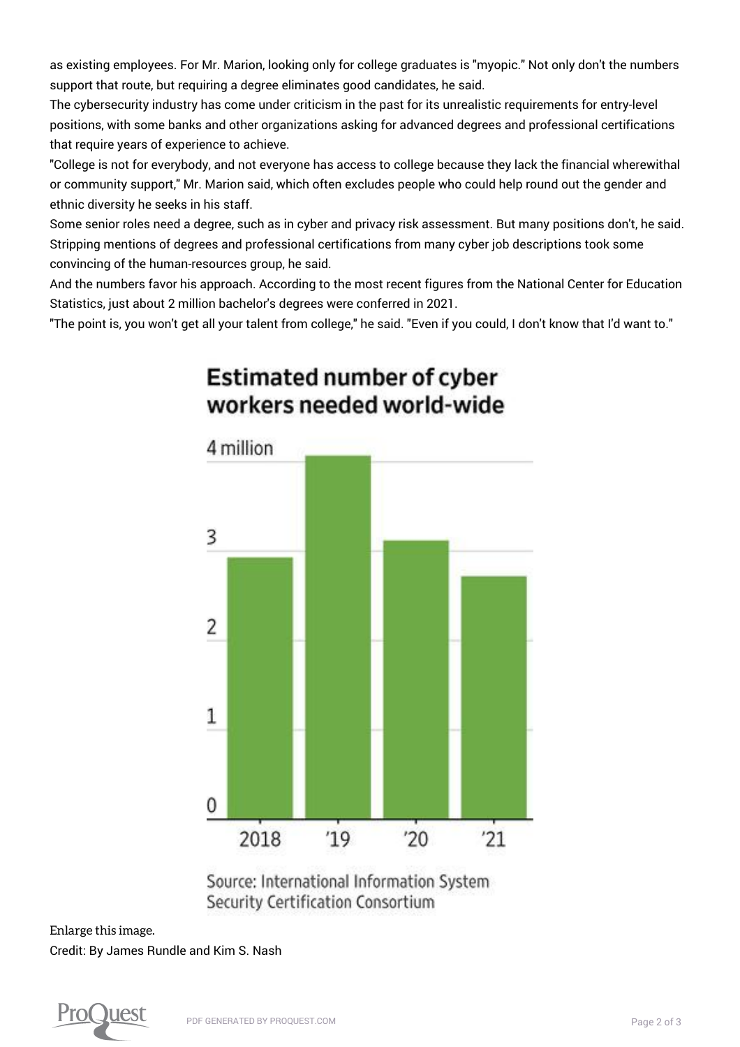as existing employees. For Mr. Marion, looking only for college graduates is "myopic." Not only don't the numbers support that route, but requiring a degree eliminates good candidates, he said.

The cybersecurity industry has come under criticism in the past for its unrealistic requirements for entry-level positions, with some banks and other organizations asking for advanced degrees and professional certifications that require years of experience to achieve.

"College is not for everybody, and not everyone has access to college because they lack the financial wherewithal or community support," Mr. Marion said, which often excludes people who could help round out the gender and ethnic diversity he seeks in his staff.

Some senior roles need a degree, such as in cyber and privacy risk assessment. But many positions don't, he said. Stripping mentions of degrees and professional certifications from many cyber job descriptions took some convincing of the human-resources group, he said.

And the numbers favor his approach. According to the most recent figures from the National Center for Education Statistics, just about 2 million bachelor's degrees were conferred in 2021.

"The point is, you won't get all your talent from college," he said. "Even if you could, I don't know that I'd want to."

## Estimated number of cyber workers needed world-wide

Source: International Information System Security Certification Consortium

Enlarge this image.

Credit: By James Rundle and Kim S. Nash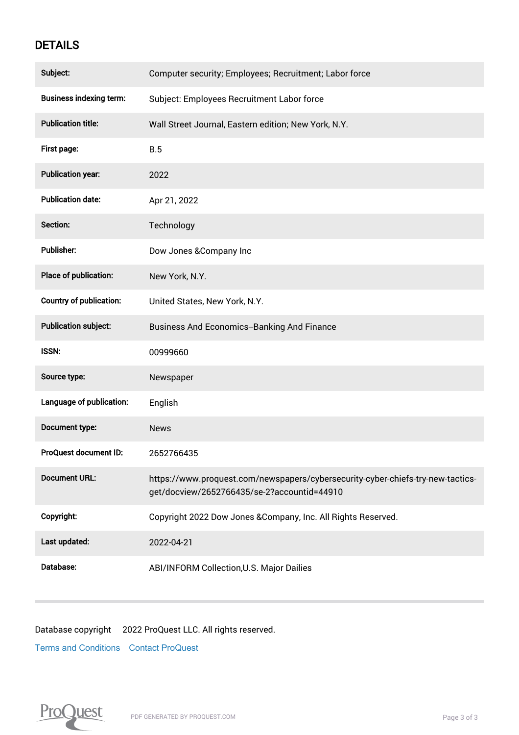## DETAILS

| | |
|---|---|
| **Subject:** | Computer security; Employees; Recruitment; Labor force |
| **Business indexing term:** | Subject: Employees Recruitment Labor force |
| **Publication title:** | Wall Street Journal, Eastern edition; New York, N.Y. |
| **First page:** | B.5 |
| **Publication year:** | 2022 |
| **Publication date:** | Apr 21, 2022 |
| **Section:** | Technology |
| **Publisher:** | Dow Jones &Company Inc |
| **Place of publication:** | New York, N.Y. |
| **Country of publication:** | United States, New York, N.Y. |
| **Publication subject:** | Business And Economics--Banking And Finance |
| **ISSN:** | 00999660 |
| **Source type:** | Newspaper |
| **Language of publication:** | English |
| **Document type:** | News |
| **ProQuest document ID:** | 2652766435 |
| **Document URL:** | https://www.proquest.com/newspapers/cybersecurity-cyber-chiefs-try-new-tactics-get/docview/2652766435/se-2?accountid=44910 |
| **Copyright:** | Copyright 2022 Dow Jones &Company, Inc. All Rights Reserved. |
| **Last updated:** | 2022-04-21 |
| **Database:** | ABI/INFORM Collection,U.S. Major Dailies |

Database copyright 2022 ProQuest LLC. All rights reserved.

Terms and Conditions Contact ProQuest